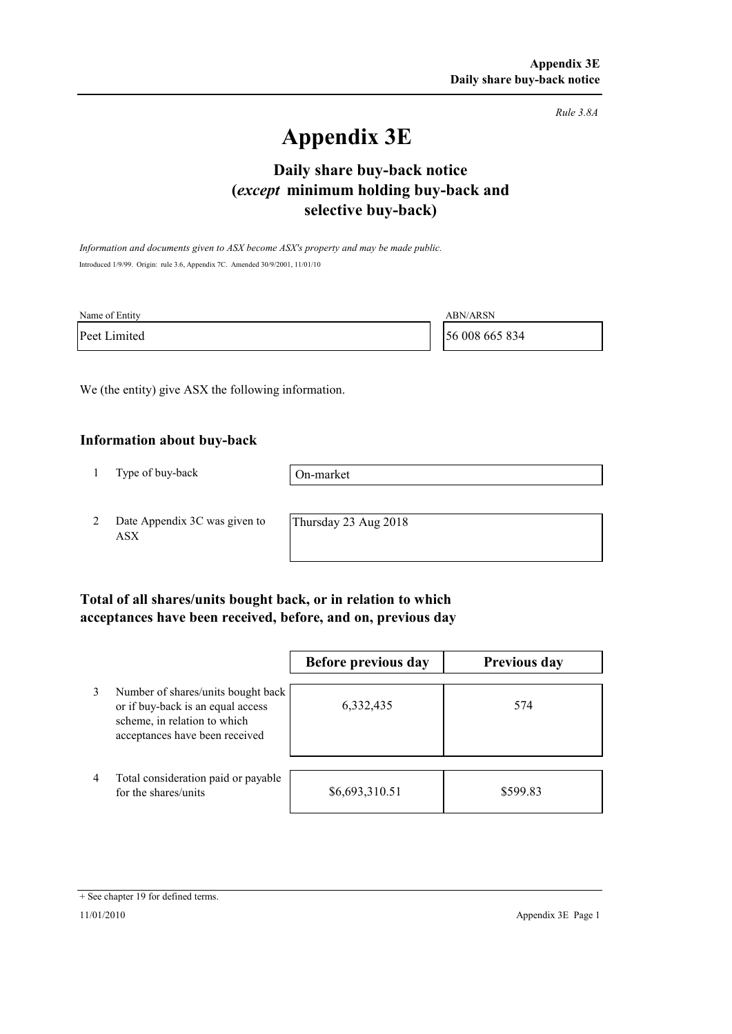*Rule 3.8A*

# Appendix 3E

## Daily share buy-back notice (*except* minimum holding buy-back and selective buy-back)

*Information and documents given to ASX become ASX's property and may be made public.*

Introduced 1/9/99. Origin: rule 3.6, Appendix 7C. Amended 30/9/2001, 11/01/10

| Name of Entity | ABN/ARSN |
|---|---|
| Peet Limited | 56 008 665 834 |

We (the entity) give ASX the following information.

### Information about buy-back

| | | |
|---|---|---|
| 1 | Type of buy-back | On-market |
| 2 | Date Appendix 3C was given to ASX | Thursday 23 Aug 2018 |

### Total of all shares/units bought back, or in relation to which acceptances have been received, before, and on, previous day

| | | Before previous day | Previous day |
|---|---|---|---|
| 3 | Number of shares/units bought back or if buy-back is an equal access scheme, in relation to which acceptances have been received | 6,332,435 | 574 |
| 4 | Total consideration paid or payable for the shares/units | $6,693,310.51 | $599.83 |

+ See chapter 19 for defined terms.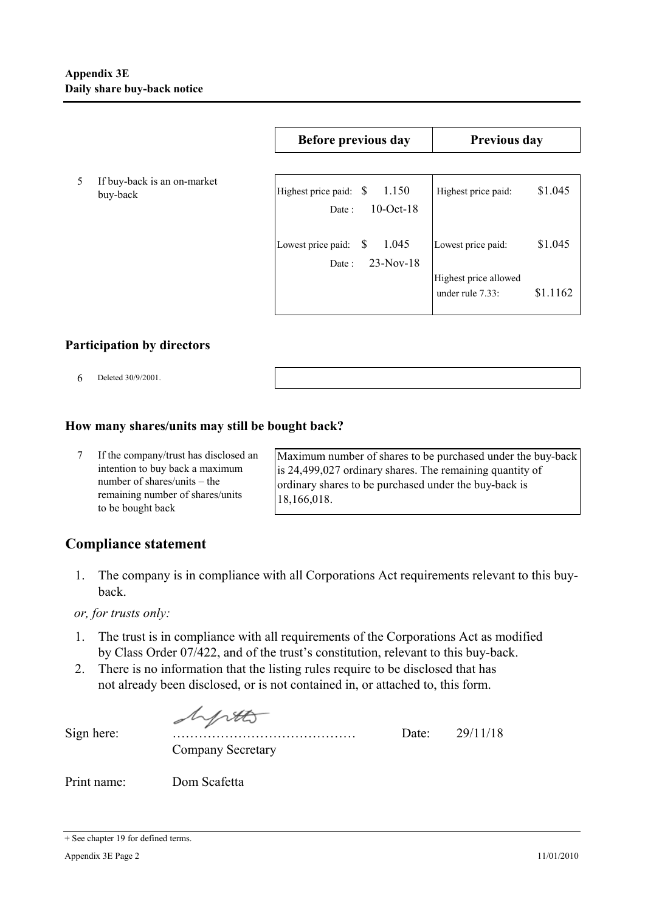**Appendix 3E**
**Daily share buy-back notice**

| | Before previous day | Previous day |
|---|---|---|
| 5 If buy-back is an on-market buy-back | Highest price paid: $ 1.150<br>Date : 10-Oct-18<br><br>Lowest price paid: $ 1.045<br>Date : 23-Nov-18 | Highest price paid: $1.045<br><br>Lowest price paid: $1.045<br><br>Highest price allowed under rule 7.33: $1.1162 |

### Participation by directors

| | |
|---|---|
| 6 Deleted 30/9/2001. | |

### How many shares/units may still be bought back?

| | |
|---|---|
| 7 If the company/trust has disclosed an intention to buy back a maximum number of shares/units – the remaining number of shares/units to be bought back | Maximum number of shares to be purchased under the buy-back is 24,499,027 ordinary shares. The remaining quantity of ordinary shares to be purchased under the buy-back is 18,166,018. |

## Compliance statement

1. The company is in compliance with all Corporations Act requirements relevant to this buy-back.

*or, for trusts only:*

1. The trust is in compliance with all requirements of the Corporations Act as modified by Class Order 07/422, and of the trust's constitution, relevant to this buy-back.
2. There is no information that the listing rules require to be disclosed that has not already been disclosed, or is not contained in, or attached to, this form.

Sign here: …………………………………… Date: 29/11/18
Company Secretary

Print name: Dom Scafetta

+ See chapter 19 for defined terms.